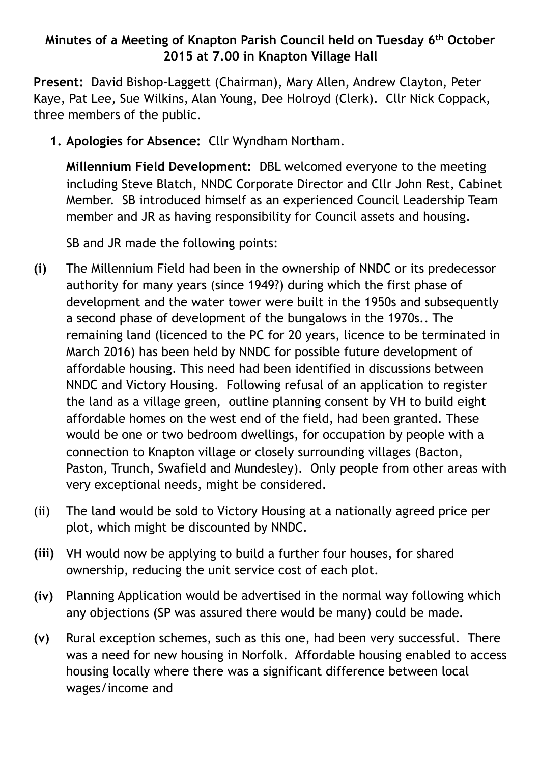# Minutes of a Meeting of Knapton Parish Council held on Tuesday 6th October 2015 at 7.00 in Knapton Village Hall

**Present:** David Bishop-Laggett (Chairman), Mary Allen, Andrew Clayton, Peter Kaye, Pat Lee, Sue Wilkins, Alan Young, Dee Holroyd (Clerk). Cllr Nick Coppack, three members of the public.

1. **Apologies for Absence:** Cllr Wyndham Northam.

   **Millennium Field Development:** DBL welcomed everyone to the meeting including Steve Blatch, NNDC Corporate Director and Cllr John Rest, Cabinet Member. SB introduced himself as an experienced Council Leadership Team member and JR as having responsibility for Council assets and housing.

   SB and JR made the following points:

- **(i)** The Millennium Field had been in the ownership of NNDC or its predecessor authority for many years (since 1949?) during which the first phase of development and the water tower were built in the 1950s and subsequently a second phase of development of the bungalows in the 1970s.. The remaining land (licenced to the PC for 20 years, licence to be terminated in March 2016) has been held by NNDC for possible future development of affordable housing. This need had been identified in discussions between NNDC and Victory Housing. Following refusal of an application to register the land as a village green, outline planning consent by VH to build eight affordable homes on the west end of the field, had been granted. These would be one or two bedroom dwellings, for occupation by people with a connection to Knapton village or closely surrounding villages (Bacton, Paston, Trunch, Swafield and Mundesley). Only people from other areas with very exceptional needs, might be considered.
- (ii) The land would be sold to Victory Housing at a nationally agreed price per plot, which might be discounted by NNDC.
- **(iii)** VH would now be applying to build a further four houses, for shared ownership, reducing the unit service cost of each plot.
- **(iv)** Planning Application would be advertised in the normal way following which any objections (SP was assured there would be many) could be made.
- **(v)** Rural exception schemes, such as this one, had been very successful. There was a need for new housing in Norfolk. Affordable housing enabled to access housing locally where there was a significant difference between local wages/income and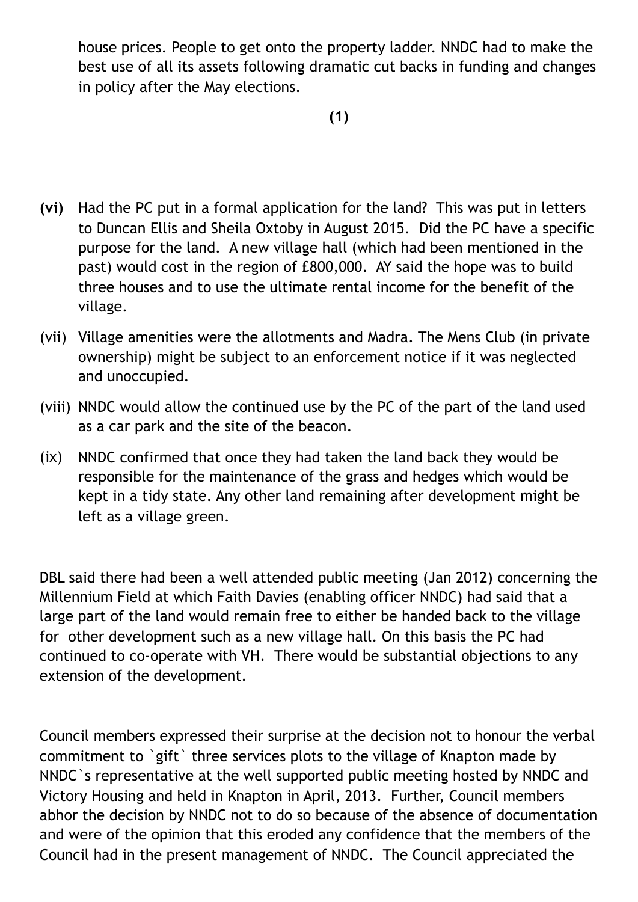house prices. People to get onto the property ladder. NNDC had to make the best use of all its assets following dramatic cut backs in funding and changes in policy after the May elections.

**(1)**

**(vi)** Had the PC put in a formal application for the land? This was put in letters to Duncan Ellis and Sheila Oxtoby in August 2015. Did the PC have a specific purpose for the land. A new village hall (which had been mentioned in the past) would cost in the region of £800,000. AY said the hope was to build three houses and to use the ultimate rental income for the benefit of the village.

(vii) Village amenities were the allotments and Madra. The Mens Club (in private ownership) might be subject to an enforcement notice if it was neglected and unoccupied.

(viii) NNDC would allow the continued use by the PC of the part of the land used as a car park and the site of the beacon.

(ix) NNDC confirmed that once they had taken the land back they would be responsible for the maintenance of the grass and hedges which would be kept in a tidy state. Any other land remaining after development might be left as a village green.

DBL said there had been a well attended public meeting (Jan 2012) concerning the Millennium Field at which Faith Davies (enabling officer NNDC) had said that a large part of the land would remain free to either be handed back to the village for other development such as a new village hall. On this basis the PC had continued to co-operate with VH. There would be substantial objections to any extension of the development.

Council members expressed their surprise at the decision not to honour the verbal commitment to `gift` three services plots to the village of Knapton made by NNDC`s representative at the well supported public meeting hosted by NNDC and Victory Housing and held in Knapton in April, 2013. Further, Council members abhor the decision by NNDC not to do so because of the absence of documentation and were of the opinion that this eroded any confidence that the members of the Council had in the present management of NNDC. The Council appreciated the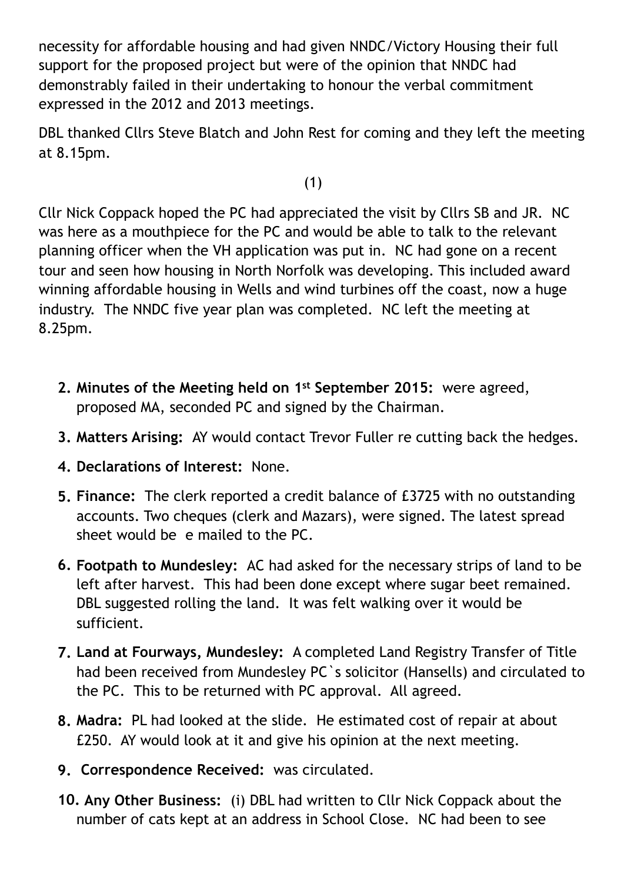necessity for affordable housing and had given NNDC/Victory Housing their full support for the proposed project but were of the opinion that NNDC had demonstrably failed in their undertaking to honour the verbal commitment expressed in the 2012 and 2013 meetings.

DBL thanked Cllrs Steve Blatch and John Rest for coming and they left the meeting at 8.15pm.

(1)

Cllr Nick Coppack hoped the PC had appreciated the visit by Cllrs SB and JR. NC was here as a mouthpiece for the PC and would be able to talk to the relevant planning officer when the VH application was put in. NC had gone on a recent tour and seen how housing in North Norfolk was developing. This included award winning affordable housing in Wells and wind turbines off the coast, now a huge industry. The NNDC five year plan was completed. NC left the meeting at 8.25pm.

2. **Minutes of the Meeting held on 1st September 2015:** were agreed, proposed MA, seconded PC and signed by the Chairman.
3. **Matters Arising:** AY would contact Trevor Fuller re cutting back the hedges.
4. **Declarations of Interest:** None.
5. **Finance:** The clerk reported a credit balance of £3725 with no outstanding accounts. Two cheques (clerk and Mazars), were signed. The latest spread sheet would be e mailed to the PC.
6. **Footpath to Mundesley:** AC had asked for the necessary strips of land to be left after harvest. This had been done except where sugar beet remained. DBL suggested rolling the land. It was felt walking over it would be sufficient.
7. **Land at Fourways, Mundesley:** A completed Land Registry Transfer of Title had been received from Mundesley PC`s solicitor (Hansells) and circulated to the PC. This to be returned with PC approval. All agreed.
8. **Madra:** PL had looked at the slide. He estimated cost of repair at about £250. AY would look at it and give his opinion at the next meeting.
9. **Correspondence Received:** was circulated.
10. **Any Other Business:** (i) DBL had written to Cllr Nick Coppack about the number of cats kept at an address in School Close. NC had been to see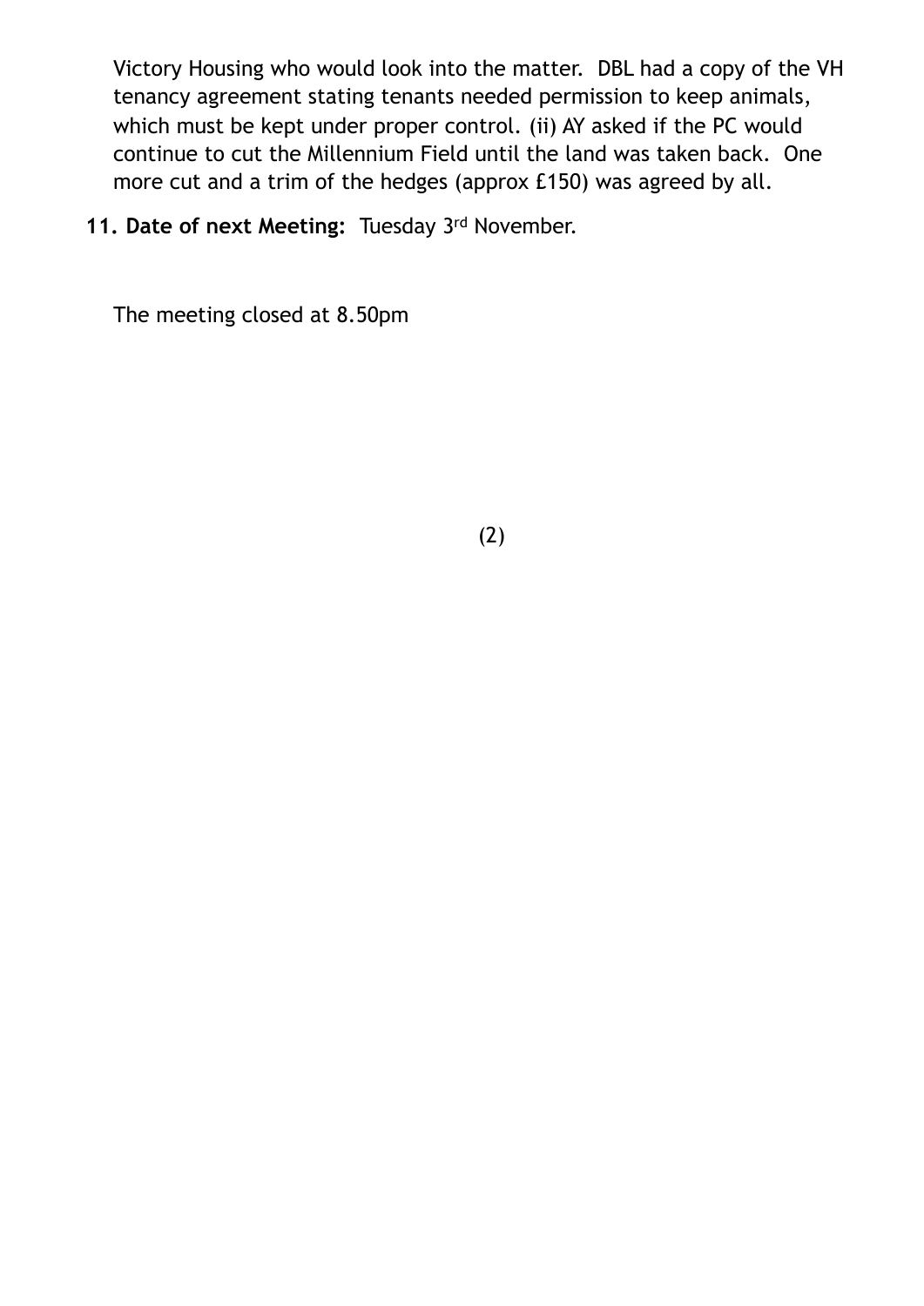Victory Housing who would look into the matter. DBL had a copy of the VH tenancy agreement stating tenants needed permission to keep animals, which must be kept under proper control. (ii) AY asked if the PC would continue to cut the Millennium Field until the land was taken back. One more cut and a trim of the hedges (approx £150) was agreed by all.

**11. Date of next Meeting:** Tuesday 3rd November.

The meeting closed at 8.50pm